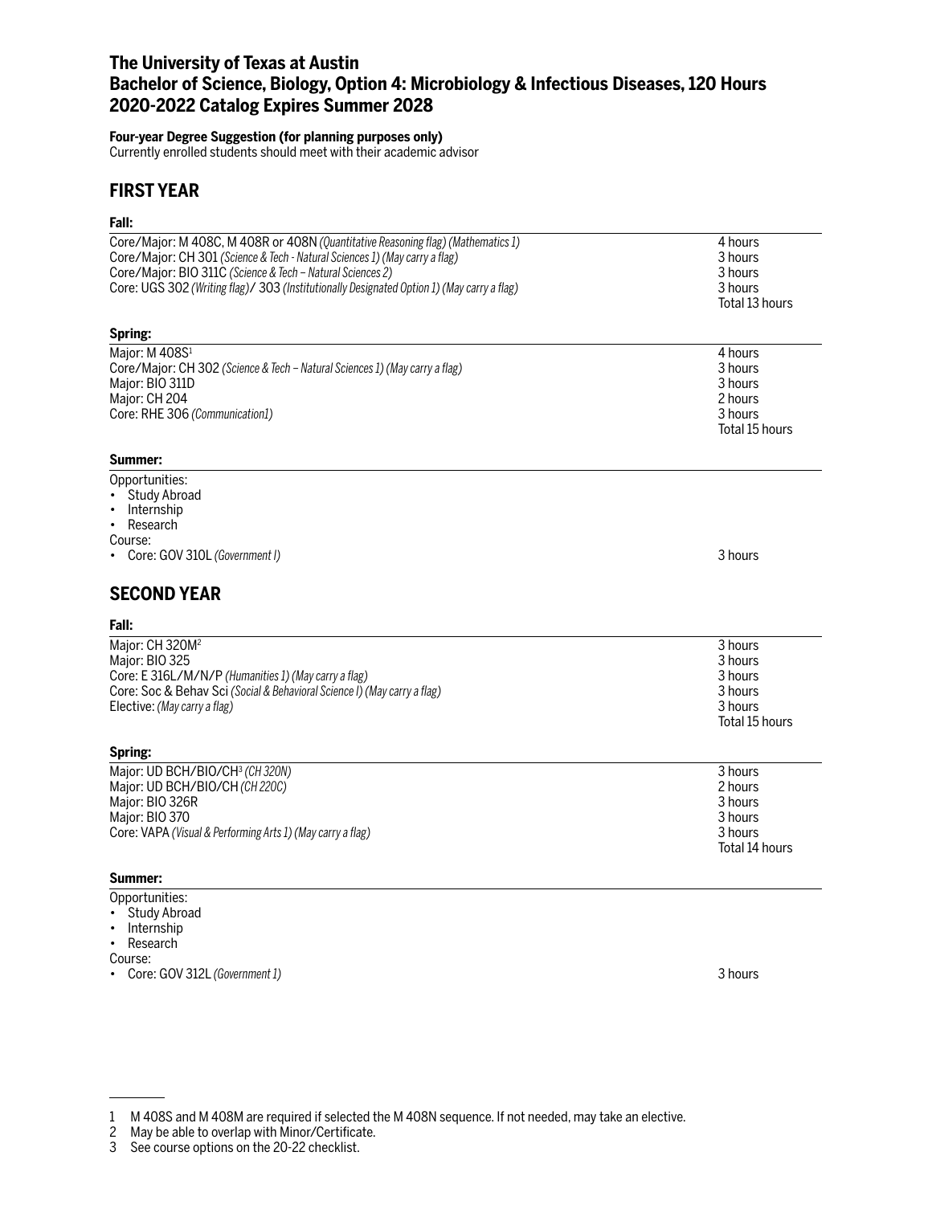# The University of Texas at Austin
# Bachelor of Science, Biology, Option 4: Microbiology & Infectious Diseases, 120 Hours
# 2020-2022 Catalog Expires Summer 2028

**Four-year Degree Suggestion (for planning purposes only)**
Currently enrolled students should meet with their academic advisor

## FIRST YEAR

### Fall:

| Course | Hours |
|---|---|
| Core/Major: M 408C, M 408R or 408N *(Quantitative Reasoning flag) (Mathematics 1)* | 4 hours |
| Core/Major: CH 301 *(Science & Tech - Natural Sciences 1) (May carry a flag)* | 3 hours |
| Core/Major: BIO 311C *(Science & Tech – Natural Sciences 2)* | 3 hours |
| Core: UGS 302 *(Writing flag)*/ 303 *(Institutionally Designated Option 1) (May carry a flag)* | 3 hours |
| | Total 13 hours |

### Spring:

| Course | Hours |
|---|---|
| Major: M 408S[1] | 4 hours |
| Core/Major: CH 302 *(Science & Tech – Natural Sciences 1) (May carry a flag)* | 3 hours |
| Major: BIO 311D | 3 hours |
| Major: CH 204 | 2 hours |
| Core: RHE 306 *(Communication1)* | 3 hours |
| | Total 15 hours |

### Summer:

Opportunities:
- Study Abroad
- Internship
- Research

Course:
- Core: GOV 310L *(Government I)* — 3 hours

## SECOND YEAR

### Fall:

| Course | Hours |
|---|---|
| Major: CH 320M[2] | 3 hours |
| Major: BIO 325 | 3 hours |
| Core: E 316L/M/N/P *(Humanities 1) (May carry a flag)* | 3 hours |
| Core: Soc & Behav Sci *(Social & Behavioral Science I) (May carry a flag)* | 3 hours |
| Elective: *(May carry a flag)* | 3 hours |
| | Total 15 hours |

### Spring:

| Course | Hours |
|---|---|
| Major: UD BCH/BIO/CH[3] *(CH 320N)* | 3 hours |
| Major: UD BCH/BIO/CH *(CH 220C)* | 2 hours |
| Major: BIO 326R | 3 hours |
| Major: BIO 370 | 3 hours |
| Core: VAPA *(Visual & Performing Arts 1) (May carry a flag)* | 3 hours |
| | Total 14 hours |

### Summer:

Opportunities:
- Study Abroad
- Internship
- Research

Course:
- Core: GOV 312L *(Government 1)* — 3 hours

---

1 M 408S and M 408M are required if selected the M 408N sequence. If not needed, may take an elective.
2 May be able to overlap with Minor/Certificate.
3 See course options on the 20-22 checklist.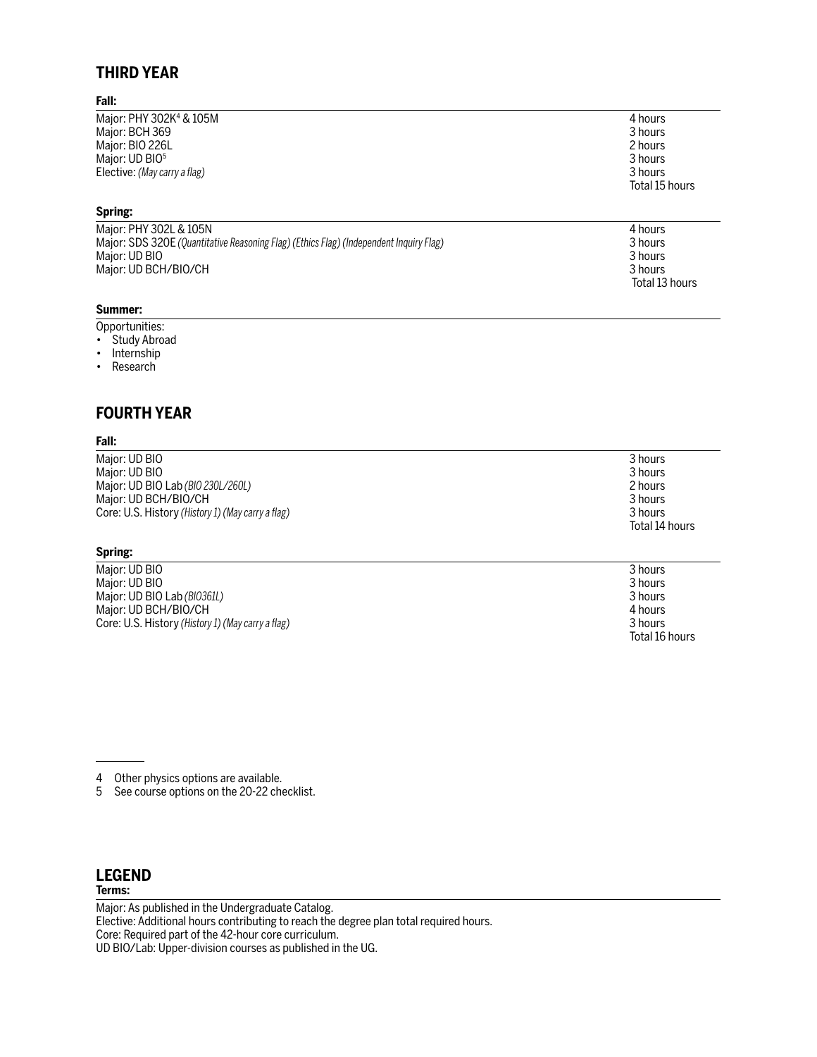## THIRD YEAR

**Fall:**

| | |
|---|---|
| Major: PHY 302K[4] & 105M | 4 hours |
| Major: BCH 369 | 3 hours |
| Major: BIO 226L | 2 hours |
| Major: UD BIO[5] | 3 hours |
| Elective: *(May carry a flag)* | 3 hours |
| | Total 15 hours |

**Spring:**

| | |
|---|---|
| Major: PHY 302L & 105N | 4 hours |
| Major: SDS 320E *(Quantitative Reasoning Flag) (Ethics Flag) (Independent Inquiry Flag)* | 3 hours |
| Major: UD BIO | 3 hours |
| Major: UD BCH/BIO/CH | 3 hours |
| | Total 13 hours |

**Summer:**

Opportunities:

- Study Abroad
- Internship
- Research

## FOURTH YEAR

**Fall:**

| | |
|---|---|
| Major: UD BIO | 3 hours |
| Major: UD BIO | 3 hours |
| Major: UD BIO Lab *(BIO 230L/260L)* | 2 hours |
| Major: UD BCH/BIO/CH | 3 hours |
| Core: U.S. History *(History 1) (May carry a flag)* | 3 hours |
| | Total 14 hours |

**Spring:**

| | |
|---|---|
| Major: UD BIO | 3 hours |
| Major: UD BIO | 3 hours |
| Major: UD BIO Lab *(BIO361L)* | 3 hours |
| Major: UD BCH/BIO/CH | 4 hours |
| Core: U.S. History *(History 1) (May carry a flag)* | 3 hours |
| | Total 16 hours |

---

4 Other physics options are available.

5 See course options on the 20-22 checklist.

## LEGEND

**Terms:**

Major: As published in the Undergraduate Catalog.
Elective: Additional hours contributing to reach the degree plan total required hours.
Core: Required part of the 42-hour core curriculum.
UD BIO/Lab: Upper-division courses as published in the UG.